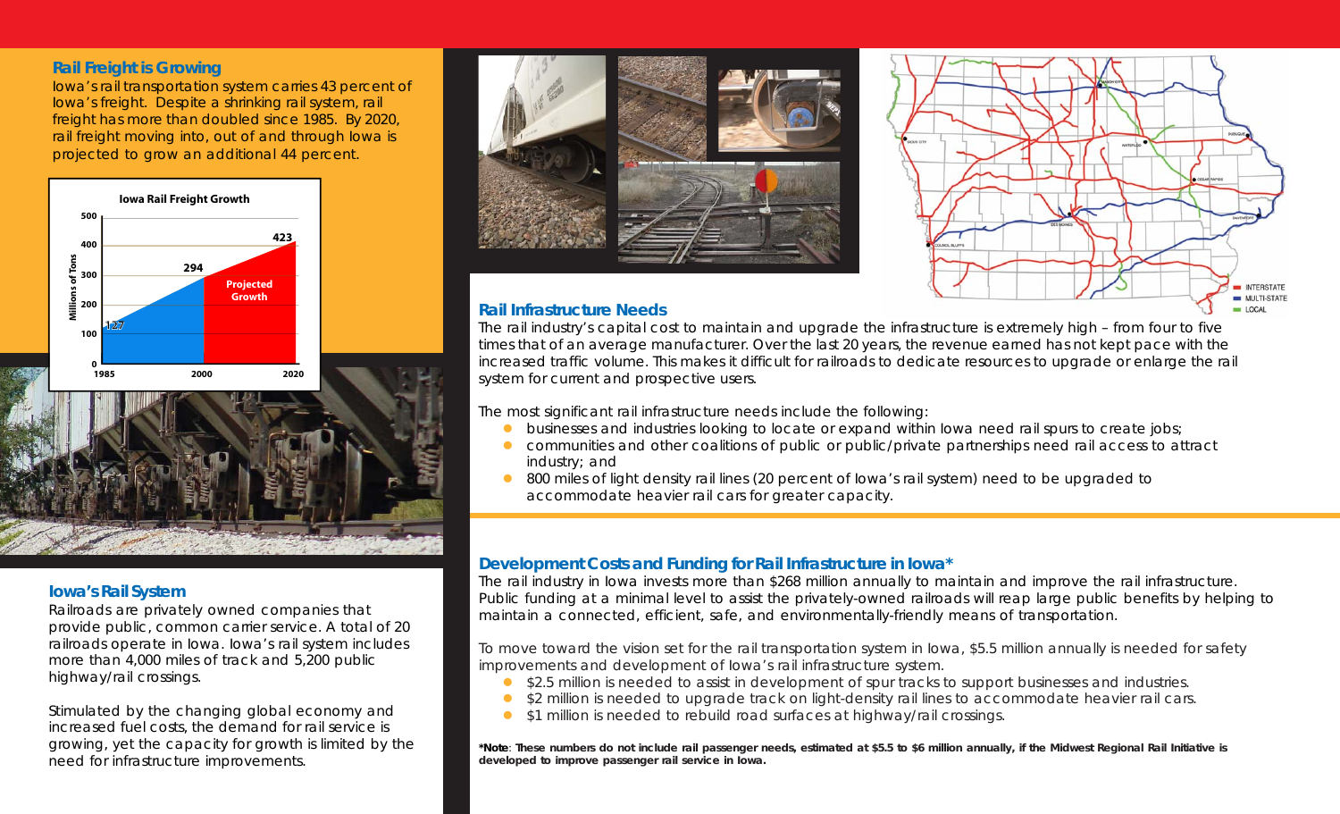## Rail Freight is Growing

Iowa's rail transportation system carries 43 percent of Iowa's freight. Despite a shrinking rail system, rail freight has more than doubled since 1985. By 2020, rail freight moving into, out of and through Iowa is projected to grow an additional 44 percent.

**Iowa Rail Freight Growth**

| Year | Millions of Tons |
|---|---|
| 1985 | 127 |
| 2000 | 294 |
| 2020 (Projected Growth) | 423 |

## Iowa's Rail System

Railroads are privately owned companies that provide public, common carrier service. A total of 20 railroads operate in Iowa. Iowa's rail system includes more than 4,000 miles of track and 5,200 public highway/rail crossings.

Stimulated by the changing global economy and increased fuel costs, the demand for rail service is growing, yet the capacity for growth is limited by the need for infrastructure improvements.

## Rail Infrastructure Needs

The rail industry's capital cost to maintain and upgrade the infrastructure is extremely high – from four to five times that of an average manufacturer. Over the last 20 years, the revenue earned has not kept pace with the increased traffic volume. This makes it difficult for railroads to dedicate resources to upgrade or enlarge the rail system for current and prospective users.

The most significant rail infrastructure needs include the following:

- businesses and industries looking to locate or expand within Iowa need rail spurs to create jobs;
- communities and other coalitions of public or public/private partnerships need rail access to attract industry; and
- 800 miles of light density rail lines (20 percent of Iowa's rail system) need to be upgraded to accommodate heavier rail cars for greater capacity.

## Development Costs and Funding for Rail Infrastructure in Iowa*

The rail industry in Iowa invests more than $268 million annually to maintain and improve the rail infrastructure. Public funding at a minimal level to assist the privately-owned railroads will reap large public benefits by helping to maintain a connected, efficient, safe, and environmentally-friendly means of transportation.

To move toward the vision set for the rail transportation system in Iowa, $5.5 million annually is needed for safety improvements and development of Iowa's rail infrastructure system.

- $2.5 million is needed to assist in development of spur tracks to support businesses and industries.
- $2 million is needed to upgrade track on light-density rail lines to accommodate heavier rail cars.
- $1 million is needed to rebuild road surfaces at highway/rail crossings.

**\*Note: These numbers do not include rail passenger needs, estimated at $5.5 to $6 million annually, if the Midwest Regional Rail Initiative is developed to improve passenger rail service in Iowa.**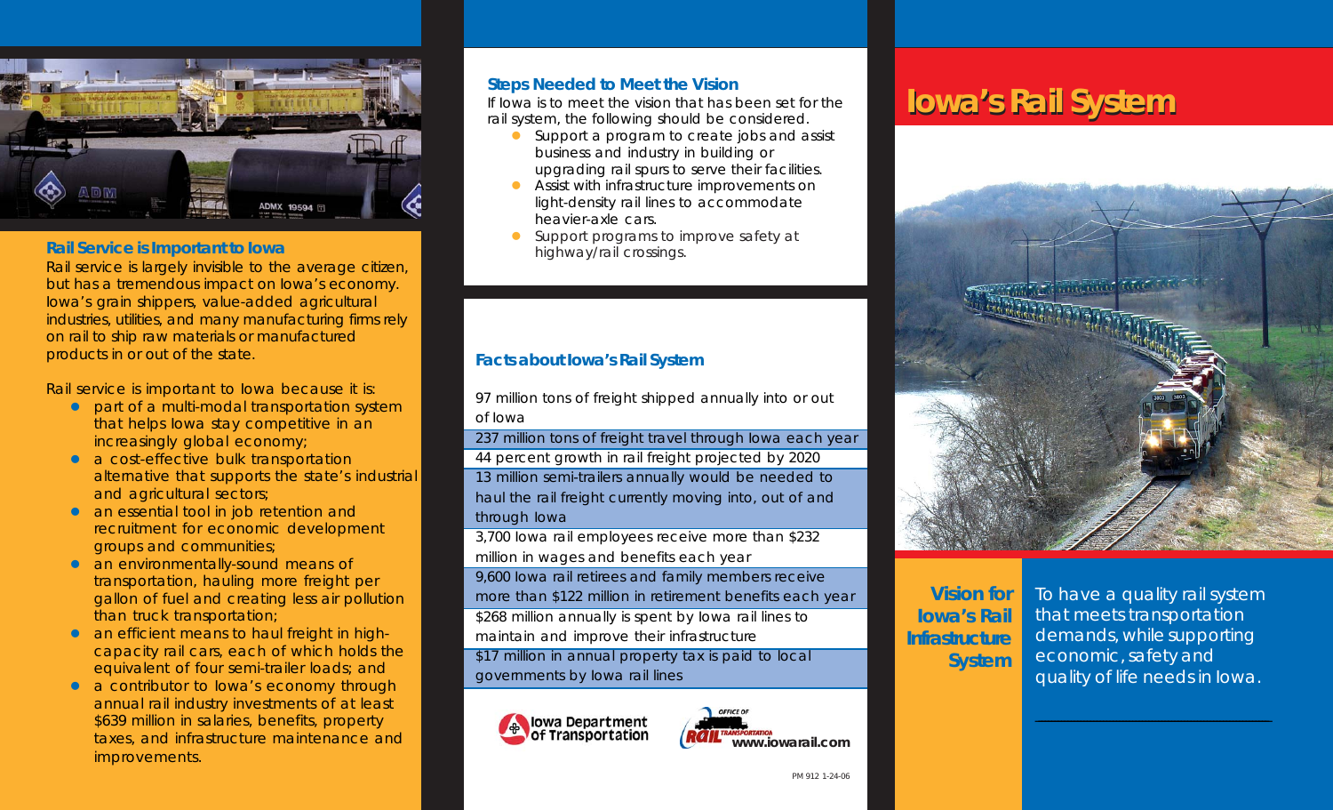## Rail Service is Important to Iowa

Rail service is largely invisible to the average citizen, but has a tremendous impact on Iowa's economy. Iowa's grain shippers, value-added agricultural industries, utilities, and many manufacturing firms rely on rail to ship raw materials or manufactured products in or out of the state.

Rail service is important to Iowa because it is:

- part of a multi-modal transportation system that helps Iowa stay competitive in an increasingly global economy;
- a cost-effective bulk transportation alternative that supports the state's industrial and agricultural sectors;
- an essential tool in job retention and recruitment for economic development groups and communities;
- an environmentally-sound means of transportation, hauling more freight per gallon of fuel and creating less air pollution than truck transportation;
- an efficient means to haul freight in high-capacity rail cars, each of which holds the equivalent of four semi-trailer loads; and
- a contributor to Iowa's economy through annual rail industry investments of at least $639 million in salaries, benefits, property taxes, and infrastructure maintenance and improvements.

## Steps Needed to Meet the Vision

If Iowa is to meet the vision that has been set for the rail system, the following should be considered.

- Support a program to create jobs and assist business and industry in building or upgrading rail spurs to serve their facilities.
- Assist with infrastructure improvements on light-density rail lines to accommodate heavier-axle cars.
- Support programs to improve safety at highway/rail crossings.

## Facts about Iowa's Rail System

| |
|---|
| 97 million tons of freight shipped annually into or out of Iowa |
| 237 million tons of freight travel through Iowa each year |
| 44 percent growth in rail freight projected by 2020 |
| 13 million semi-trailers annually would be needed to haul the rail freight currently moving into, out of and through Iowa |
| 3,700 Iowa rail employees receive more than $232 million in wages and benefits each year |
| 9,600 Iowa rail retirees and family members receive more than $122 million in retirement benefits each year |
| $268 million annually is spent by Iowa rail lines to maintain and improve their infrastructure |
| $17 million in annual property tax is paid to local governments by Iowa rail lines |

Iowa Department of Transportation

Office of Rail Transportation
www.iowarail.com

PM 912 1-24-06

# Iowa's Rail System

### Vision for Iowa's Rail Infrastructure System

To have a quality rail system that meets transportation demands, while supporting economic, safety and quality of life needs in Iowa.